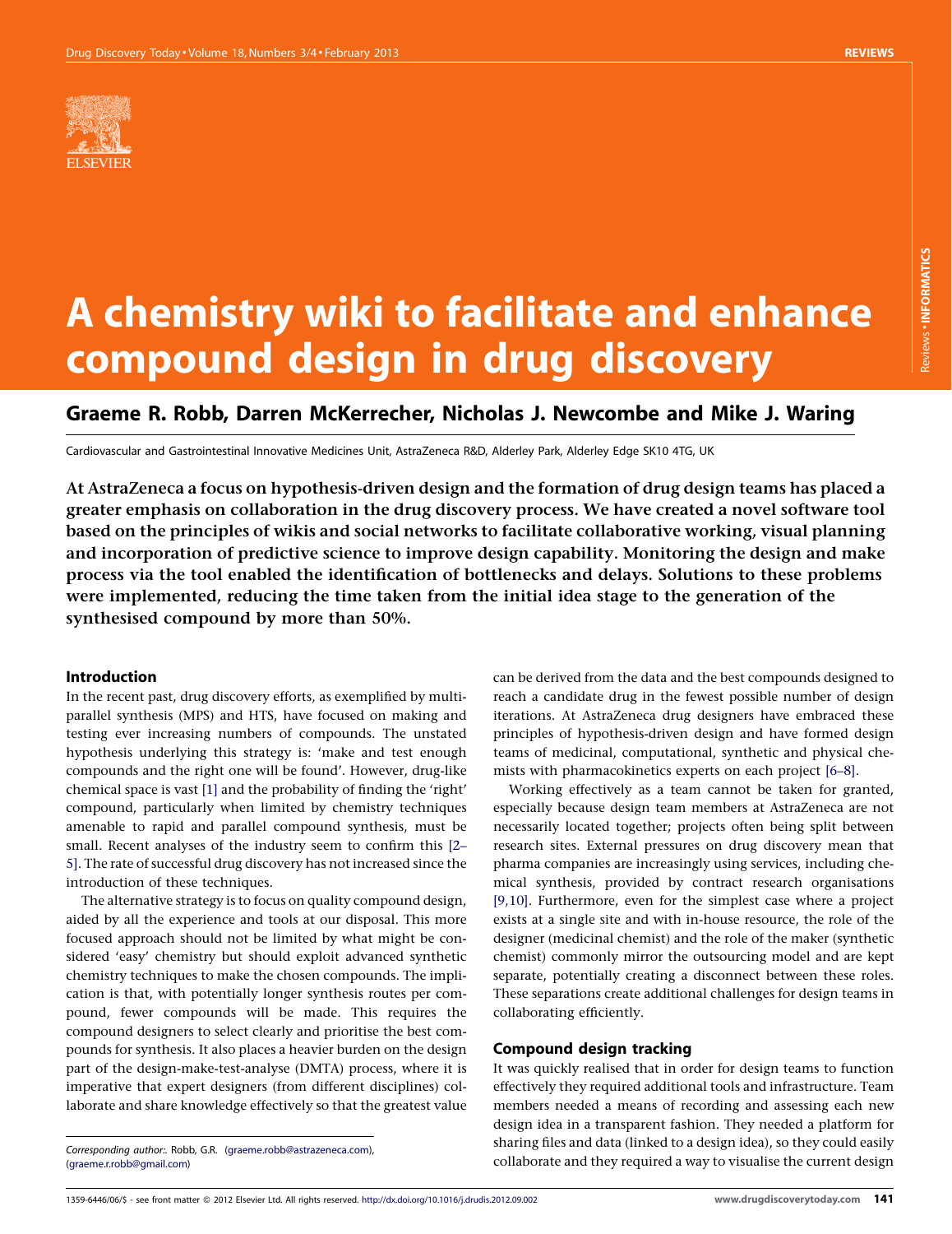# A chemistry wiki to facilitate and enhance compound design in drug discovery

## Graeme R. Robb, Darren McKerrecher, Nicholas J. Newcombe and Mike J. Waring

Cardiovascular and Gastrointestinal Innovative Medicines Unit, AstraZeneca R&D, Alderley Park, Alderley Edge SK10 4TG, UK

**At AstraZeneca a focus on hypothesis-driven design and the formation of drug design teams has placed a greater emphasis on collaboration in the drug discovery process. We have created a novel software tool based on the principles of wikis and social networks to facilitate collaborative working, visual planning and incorporation of predictive science to improve design capability. Monitoring the design and make process via the tool enabled the identification of bottlenecks and delays. Solutions to these problems were implemented, reducing the time taken from the initial idea stage to the generation of the synthesised compound by more than 50%.**

### Introduction

In the recent past, drug discovery efforts, as exemplified by multi-parallel synthesis (MPS) and HTS, have focused on making and testing ever increasing numbers of compounds. The unstated hypothesis underlying this strategy is: 'make and test enough compounds and the right one will be found'. However, drug-like chemical space is vast [1] and the probability of finding the 'right' compound, particularly when limited by chemistry techniques amenable to rapid and parallel compound synthesis, must be small. Recent analyses of the industry seem to confirm this [2–5]. The rate of successful drug discovery has not increased since the introduction of these techniques.

The alternative strategy is to focus on quality compound design, aided by all the experience and tools at our disposal. This more focused approach should not be limited by what might be considered 'easy' chemistry but should exploit advanced synthetic chemistry techniques to make the chosen compounds. The implication is that, with potentially longer synthesis routes per compound, fewer compounds will be made. This requires the compound designers to select clearly and prioritise the best compounds for synthesis. It also places a heavier burden on the design part of the design-make-test-analyse (DMTA) process, where it is imperative that expert designers (from different disciplines) collaborate and share knowledge effectively so that the greatest value can be derived from the data and the best compounds designed to reach a candidate drug in the fewest possible number of design iterations. At AstraZeneca drug designers have embraced these principles of hypothesis-driven design and have formed design teams of medicinal, computational, synthetic and physical chemists with pharmacokinetics experts on each project [6–8].

Working effectively as a team cannot be taken for granted, especially because design team members at AstraZeneca are not necessarily located together; projects often being split between research sites. External pressures on drug discovery mean that pharma companies are increasingly using services, including chemical synthesis, provided by contract research organisations [9,10]. Furthermore, even for the simplest case where a project exists at a single site and with in-house resource, the role of the designer (medicinal chemist) and the role of the maker (synthetic chemist) commonly mirror the outsourcing model and are kept separate, potentially creating a disconnect between these roles. These separations create additional challenges for design teams in collaborating efficiently.

### Compound design tracking

It was quickly realised that in order for design teams to function effectively they required additional tools and infrastructure. Team members needed a means of recording and assessing each new design idea in a transparent fashion. They needed a platform for sharing files and data (linked to a design idea), so they could easily collaborate and they required a way to visualise the current design

---

*Corresponding author:*. Robb, G.R. (graeme.robb@astrazeneca.com), (graeme.r.robb@gmail.com)

1359-6446/06/$ - see front matter © 2012 Elsevier Ltd. All rights reserved. http://dx.doi.org/10.1016/j.drudis.2012.09.002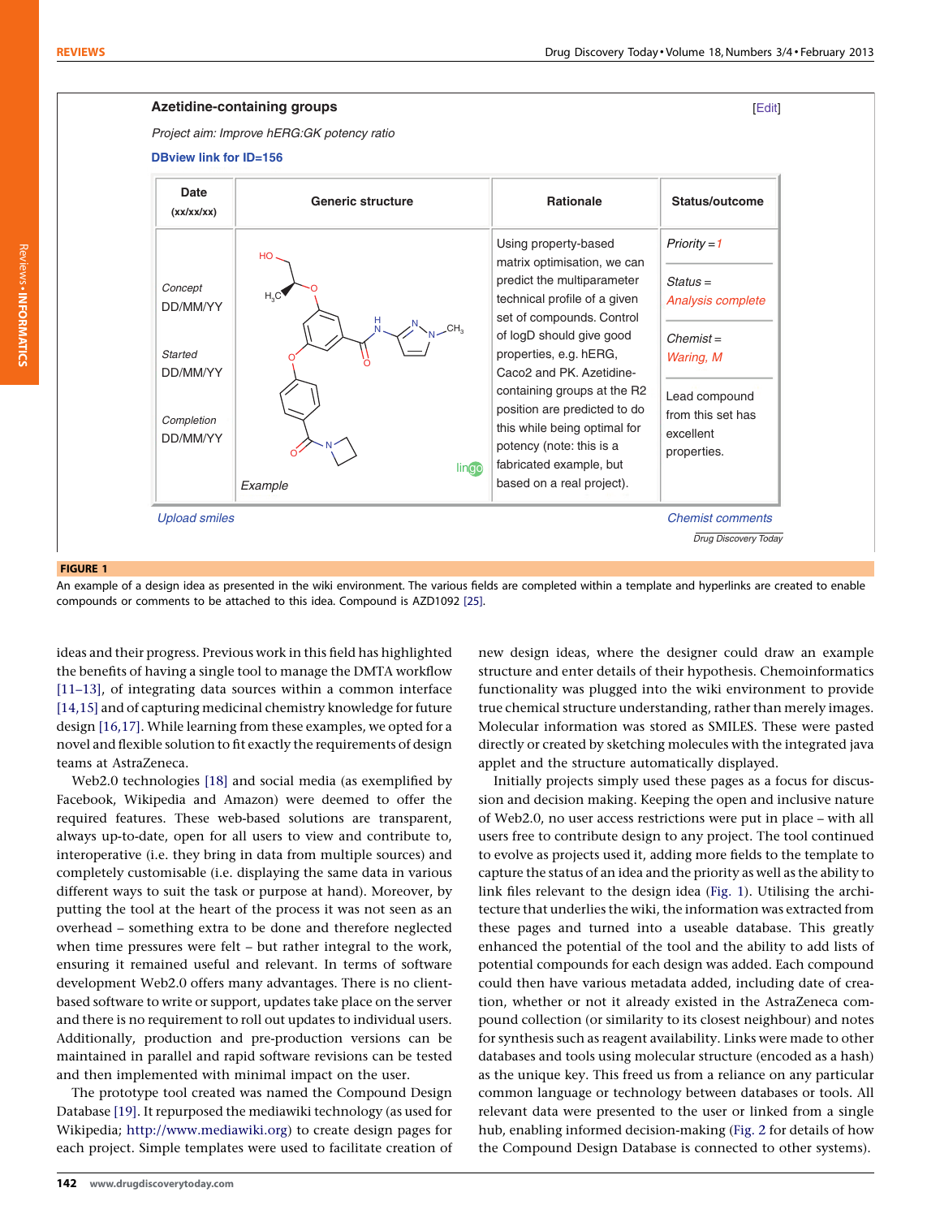**Azetidine-containing groups** [Edit]

*Project aim: Improve hERG:GK potency ratio*

DBview link for ID=156

| Date (xx/xx/xx) | Generic structure | Rationale | Status/outcome |
| --- | --- | --- | --- |
| *Concept* DD/MM/YY *Started* DD/MM/YY *Completion* DD/MM/YY | *Example* | Using property-based matrix optimisation, we can predict the multiparameter technical profile of a given set of compounds. Control of logD should give good properties, e.g. hERG, Caco2 and PK. Azetidine-containing groups at the R2 position are predicted to do this while being optimal for potency (note: this is a fabricated example, but based on a real project). | *Priority = 1* *Status = Analysis complete* *Chemist = Waring, M* Lead compound from this set has excellent properties. |

*Upload smiles* *Chemist comments*

**FIGURE 1**

An example of a design idea as presented in the wiki environment. The various fields are completed within a template and hyperlinks are created to enable compounds or comments to be attached to this idea. Compound is AZD1092 [25].

ideas and their progress. Previous work in this field has highlighted the benefits of having a single tool to manage the DMTA workflow [11–13], of integrating data sources within a common interface [14,15] and of capturing medicinal chemistry knowledge for future design [16,17]. While learning from these examples, we opted for a novel and flexible solution to fit exactly the requirements of design teams at AstraZeneca.

Web2.0 technologies [18] and social media (as exemplified by Facebook, Wikipedia and Amazon) were deemed to offer the required features. These web-based solutions are transparent, always up-to-date, open for all users to view and contribute to, interoperative (i.e. they bring in data from multiple sources) and completely customisable (i.e. displaying the same data in various different ways to suit the task or purpose at hand). Moreover, by putting the tool at the heart of the process it was not seen as an overhead – something extra to be done and therefore neglected when time pressures were felt – but rather integral to the work, ensuring it remained useful and relevant. In terms of software development Web2.0 offers many advantages. There is no client-based software to write or support, updates take place on the server and there is no requirement to roll out updates to individual users. Additionally, production and pre-production versions can be maintained in parallel and rapid software revisions can be tested and then implemented with minimal impact on the user.

The prototype tool created was named the Compound Design Database [19]. It repurposed the mediawiki technology (as used for Wikipedia; http://www.mediawiki.org) to create design pages for each project. Simple templates were used to facilitate creation of new design ideas, where the designer could draw an example structure and enter details of their hypothesis. Chemoinformatics functionality was plugged into the wiki environment to provide true chemical structure understanding, rather than merely images. Molecular information was stored as SMILES. These were pasted directly or created by sketching molecules with the integrated java applet and the structure automatically displayed.

Initially projects simply used these pages as a focus for discussion and decision making. Keeping the open and inclusive nature of Web2.0, no user access restrictions were put in place – with all users free to contribute design to any project. The tool continued to evolve as projects used it, adding more fields to the template to capture the status of an idea and the priority as well as the ability to link files relevant to the design idea (Fig. 1). Utilising the architecture that underlies the wiki, the information was extracted from these pages and turned into a useable database. This greatly enhanced the potential of the tool and the ability to add lists of potential compounds for each design was added. Each compound could then have various metadata added, including date of creation, whether or not it already existed in the AstraZeneca compound collection (or similarity to its closest neighbour) and notes for synthesis such as reagent availability. Links were made to other databases and tools using molecular structure (encoded as a hash) as the unique key. This freed us from a reliance on any particular common language or technology between databases or tools. All relevant data were presented to the user or linked from a single hub, enabling informed decision-making (Fig. 2 for details of how the Compound Design Database is connected to other systems).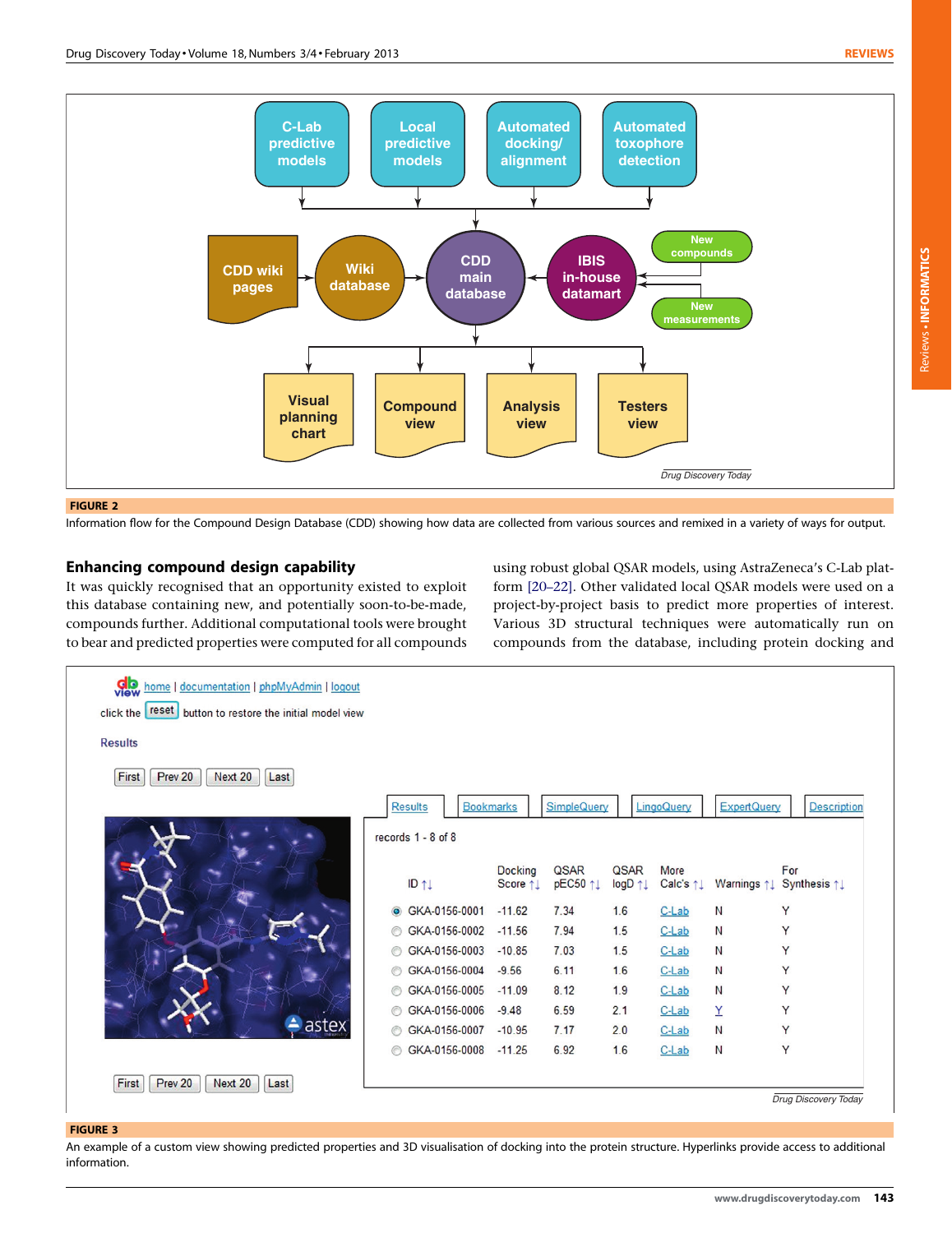FIGURE 2

Information flow for the Compound Design Database (CDD) showing how data are collected from various sources and remixed in a variety of ways for output.

## Enhancing compound design capability

It was quickly recognised that an opportunity existed to exploit this database containing new, and potentially soon-to-be-made, compounds further. Additional computational tools were brought to bear and predicted properties were computed for all compounds using robust global QSAR models, using AstraZeneca's C-Lab platform [20–22]. Other validated local QSAR models were used on a project-by-project basis to predict more properties of interest. Various 3D structural techniques were automatically run on compounds from the database, including protein docking and

FIGURE 3

An example of a custom view showing predicted properties and 3D visualisation of docking into the protein structure. Hyperlinks provide access to additional information.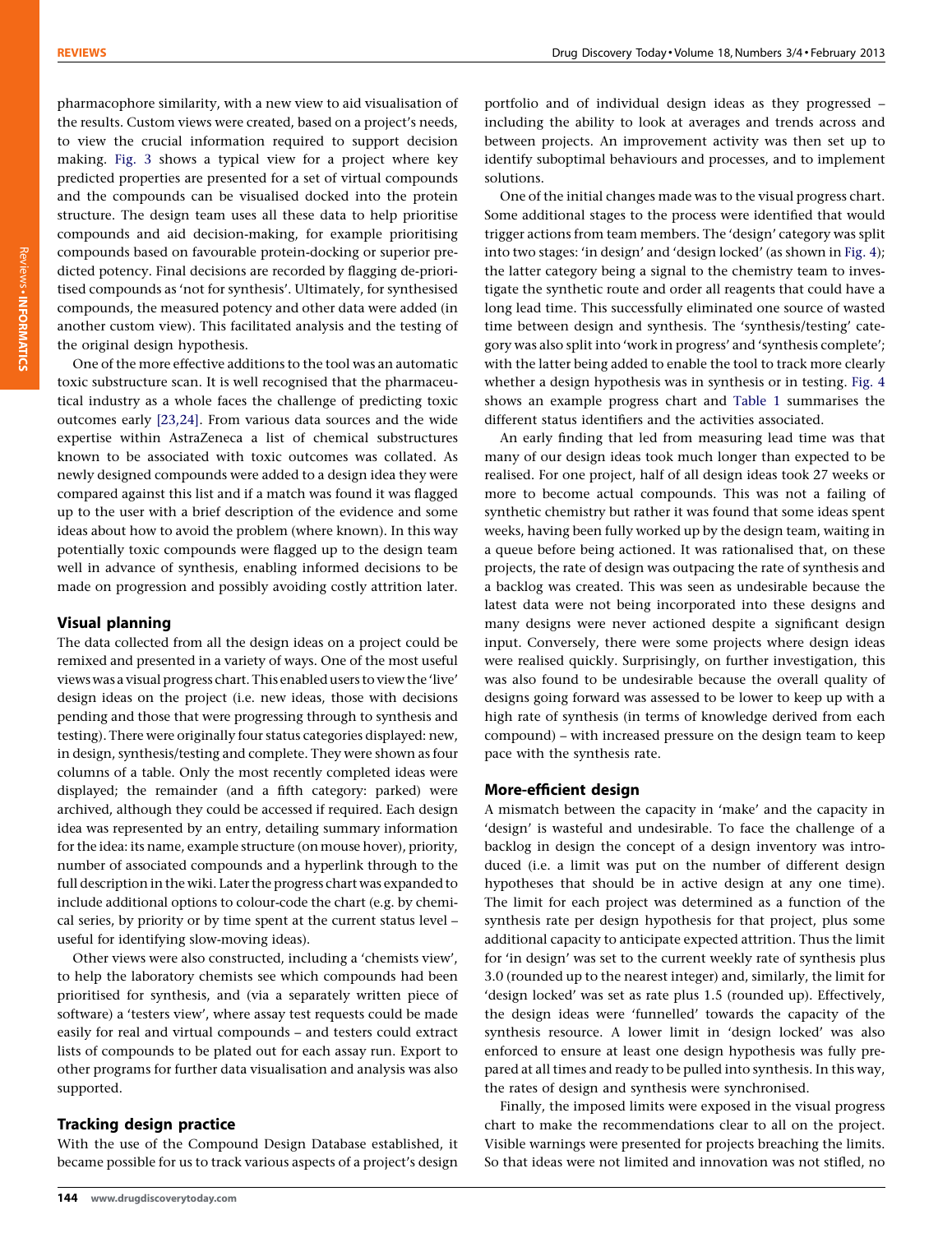pharmacophore similarity, with a new view to aid visualisation of the results. Custom views were created, based on a project's needs, to view the crucial information required to support decision making. Fig. 3 shows a typical view for a project where key predicted properties are presented for a set of virtual compounds and the compounds can be visualised docked into the protein structure. The design team uses all these data to help prioritise compounds and aid decision-making, for example prioritising compounds based on favourable protein-docking or superior predicted potency. Final decisions are recorded by flagging de-prioritised compounds as 'not for synthesis'. Ultimately, for synthesised compounds, the measured potency and other data were added (in another custom view). This facilitated analysis and the testing of the original design hypothesis.

One of the more effective additions to the tool was an automatic toxic substructure scan. It is well recognised that the pharmaceutical industry as a whole faces the challenge of predicting toxic outcomes early [23,24]. From various data sources and the wide expertise within AstraZeneca a list of chemical substructures known to be associated with toxic outcomes was collated. As newly designed compounds were added to a design idea they were compared against this list and if a match was found it was flagged up to the user with a brief description of the evidence and some ideas about how to avoid the problem (where known). In this way potentially toxic compounds were flagged up to the design team well in advance of synthesis, enabling informed decisions to be made on progression and possibly avoiding costly attrition later.

## Visual planning

The data collected from all the design ideas on a project could be remixed and presented in a variety of ways. One of the most useful views was a visual progress chart. This enabled users to view the 'live' design ideas on the project (i.e. new ideas, those with decisions pending and those that were progressing through to synthesis and testing). There were originally four status categories displayed: new, in design, synthesis/testing and complete. They were shown as four columns of a table. Only the most recently completed ideas were displayed; the remainder (and a fifth category: parked) were archived, although they could be accessed if required. Each design idea was represented by an entry, detailing summary information for the idea: its name, example structure (on mouse hover), priority, number of associated compounds and a hyperlink through to the full description in the wiki. Later the progress chart was expanded to include additional options to colour-code the chart (e.g. by chemical series, by priority or by time spent at the current status level – useful for identifying slow-moving ideas).

Other views were also constructed, including a 'chemists view', to help the laboratory chemists see which compounds had been prioritised for synthesis, and (via a separately written piece of software) a 'testers view', where assay test requests could be made easily for real and virtual compounds – and testers could extract lists of compounds to be plated out for each assay run. Export to other programs for further data visualisation and analysis was also supported.

## Tracking design practice

With the use of the Compound Design Database established, it became possible for us to track various aspects of a project's design portfolio and of individual design ideas as they progressed – including the ability to look at averages and trends across and between projects. An improvement activity was then set up to identify suboptimal behaviours and processes, and to implement solutions.

One of the initial changes made was to the visual progress chart. Some additional stages to the process were identified that would trigger actions from team members. The 'design' category was split into two stages: 'in design' and 'design locked' (as shown in Fig. 4); the latter category being a signal to the chemistry team to investigate the synthetic route and order all reagents that could have a long lead time. This successfully eliminated one source of wasted time between design and synthesis. The 'synthesis/testing' category was also split into 'work in progress' and 'synthesis complete'; with the latter being added to enable the tool to track more clearly whether a design hypothesis was in synthesis or in testing. Fig. 4 shows an example progress chart and Table 1 summarises the different status identifiers and the activities associated.

An early finding that led from measuring lead time was that many of our design ideas took much longer than expected to be realised. For one project, half of all design ideas took 27 weeks or more to become actual compounds. This was not a failing of synthetic chemistry but rather it was found that some ideas spent weeks, having been fully worked up by the design team, waiting in a queue before being actioned. It was rationalised that, on these projects, the rate of design was outpacing the rate of synthesis and a backlog was created. This was seen as undesirable because the latest data were not being incorporated into these designs and many designs were never actioned despite a significant design input. Conversely, there were some projects where design ideas were realised quickly. Surprisingly, on further investigation, this was also found to be undesirable because the overall quality of designs going forward was assessed to be lower to keep up with a high rate of synthesis (in terms of knowledge derived from each compound) – with increased pressure on the design team to keep pace with the synthesis rate.

## More-efficient design

A mismatch between the capacity in 'make' and the capacity in 'design' is wasteful and undesirable. To face the challenge of a backlog in design the concept of a design inventory was introduced (i.e. a limit was put on the number of different design hypotheses that should be in active design at any one time). The limit for each project was determined as a function of the synthesis rate per design hypothesis for that project, plus some additional capacity to anticipate expected attrition. Thus the limit for 'in design' was set to the current weekly rate of synthesis plus 3.0 (rounded up to the nearest integer) and, similarly, the limit for 'design locked' was set as rate plus 1.5 (rounded up). Effectively, the design ideas were 'funnelled' towards the capacity of the synthesis resource. A lower limit in 'design locked' was also enforced to ensure at least one design hypothesis was fully prepared at all times and ready to be pulled into synthesis. In this way, the rates of design and synthesis were synchronised.

Finally, the imposed limits were exposed in the visual progress chart to make the recommendations clear to all on the project. Visible warnings were presented for projects breaching the limits. So that ideas were not limited and innovation was not stifled, no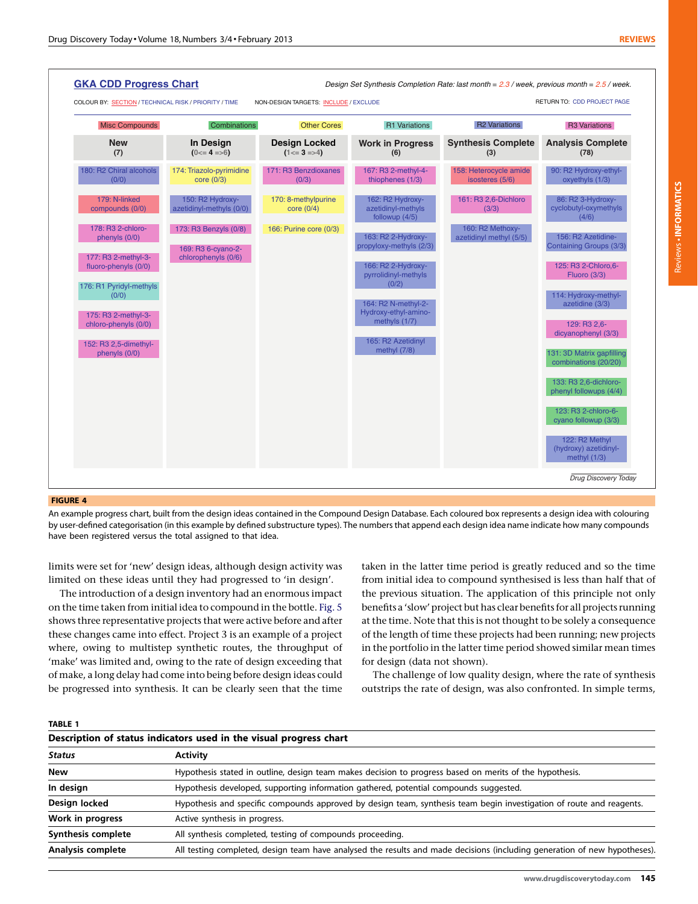GKA CDD Progress Chart

Design Set Synthesis Completion Rate: last month = 2.3 / week, previous month = 2.5 / week.

COLOUR BY: SECTION / TECHNICAL RISK / PRIORITY / TIME

NON-DESIGN TARGETS: INCLUDE / EXCLUDE

RETURN TO: CDD PROJECT PAGE

Misc Compounds
Combinations
Other Cores
R1 Variations
R2 Variations
R3 Variations

New (7)
180: R2 Chiral alcohols (0/0)
179: N-linked compounds (0/0)
178: R3 2-chloro-phenyls (0/0)
177: R3 2-methyl-3-fluoro-phenyls (0/0)
176: R1 Pyridyl-methyls (0/0)
175: R3 2-methyl-3-chloro-phenyls (0/0)
152: R3 2,5-dimethyl-phenyls (0/0)

In Design (0<= 4 =>6)
174: Triazolo-pyrimidine core (0/3)
150: R2 Hydroxy-azetidinyl-methyls (0/0)
173: R3 Benzyls (0/8)
169: R3 6-cyano-2-chlorophenyls (0/6)

Design Locked (1<= 3 =>4)
171: R3 Benzdioxanes (0/3)
170: 8-methylpurine core (0/4)
166: Purine core (0/3)

Work in Progress (6)
167: R3 2-methyl-4-thiophenes (1/3)
162: R2 Hydroxy-azetidinyl-methyls followup (4/5)
163: R2 2-Hydroxy-propyloxy-methyls (2/3)
166: R2 2-Hydroxy-pyrrolidinyl-methyls (0/2)
164: R2 N-methyl-2-Hydroxy-ethyl-amino-methyls (1/7)
165: R2 Azetidinyl methyl (7/8)

Synthesis Complete (3)
158: Heterocycle amide isosteres (5/6)
161: R3 2,6-Dichloro (3/3)
160: R2 Methoxy-azetidinyl methyl (5/5)

Analysis Complete (78)
90: R2 Hydroxy-ethyl-oxyethyls (1/3)
86: R2 3-Hydroxy-cyclobutyl-oxymethyls (4/6)
156: R2 Azetidine-Containing Groups (3/3)
125: R3 2-Chloro,6-Fluoro (3/3)
114: Hydroxy-methyl-azetidine (3/3)
129: R3 2,6-dicyanophenyl (3/3)
131: 3D Matrix gapfilling combinations (20/20)
133: R3 2,6-dichloro-phenyl followups (4/4)
123: R3 2-chloro-6-cyano followup (3/3)
122: R2 Methyl (hydroxy) azetidinyl-methyl (1/3)

Drug Discovery Today

**FIGURE 4**

An example progress chart, built from the design ideas contained in the Compound Design Database. Each coloured box represents a design idea with colouring by user-defined categorisation (in this example by defined substructure types). The numbers that append each design idea name indicate how many compounds have been registered versus the total assigned to that idea.

limits were set for 'new' design ideas, although design activity was limited on these ideas until they had progressed to 'in design'.

The introduction of a design inventory had an enormous impact on the time taken from initial idea to compound in the bottle. Fig. 5 shows three representative projects that were active before and after these changes came into effect. Project 3 is an example of a project where, owing to multistep synthetic routes, the throughput of 'make' was limited and, owing to the rate of design exceeding that of make, a long delay had come into being before design ideas could be progressed into synthesis. It can be clearly seen that the time taken in the latter time period is greatly reduced and so the time from initial idea to compound synthesised is less than half that of the previous situation. The application of this principle not only benefits a 'slow' project but has clear benefits for all projects running at the time. Note that this is not thought to be solely a consequence of the length of time these projects had been running; new projects in the portfolio in the latter time period showed similar mean times for design (data not shown).

The challenge of low quality design, where the rate of synthesis outstrips the rate of design, was also confronted. In simple terms,

**TABLE 1**

**Description of status indicators used in the visual progress chart**

| *Status* | Activity |
|---|---|
| **New** | Hypothesis stated in outline, design team makes decision to progress based on merits of the hypothesis. |
| **In design** | Hypothesis developed, supporting information gathered, potential compounds suggested. |
| **Design locked** | Hypothesis and specific compounds approved by design team, synthesis team begin investigation of route and reagents. |
| **Work in progress** | Active synthesis in progress. |
| **Synthesis complete** | All synthesis completed, testing of compounds proceeding. |
| **Analysis complete** | All testing completed, design team have analysed the results and made decisions (including generation of new hypotheses). |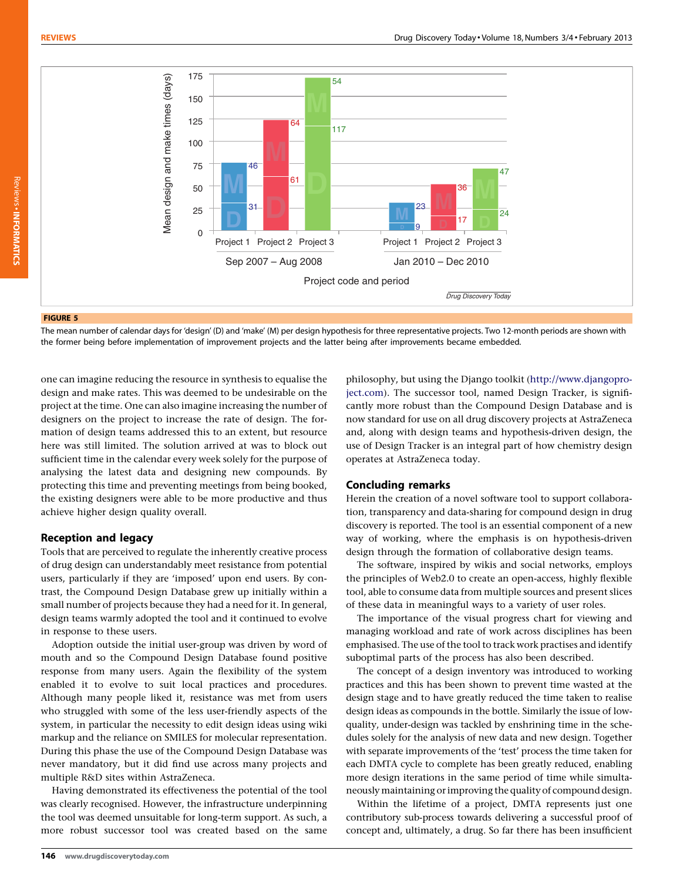Mean design and make times (days)

175
150
125
100
75
50
25
0

M
D
46
31

M
D
64
61

M
D
54
117

M
D
23
9

M
D
36
17

M
D
47
24

Project 1 Project 2 Project 3

Sep 2007 – Aug 2008

Project 1 Project 2 Project 3

Jan 2010 – Dec 2010

Project code and period

Drug Discovery Today

**FIGURE 5**

The mean number of calendar days for 'design' (D) and 'make' (M) per design hypothesis for three representative projects. Two 12-month periods are shown with the former being before implementation of improvement projects and the latter being after improvements became embedded.

one can imagine reducing the resource in synthesis to equalise the design and make rates. This was deemed to be undesirable on the project at the time. One can also imagine increasing the number of designers on the project to increase the rate of design. The formation of design teams addressed this to an extent, but resource here was still limited. The solution arrived at was to block out sufficient time in the calendar every week solely for the purpose of analysing the latest data and designing new compounds. By protecting this time and preventing meetings from being booked, the existing designers were able to be more productive and thus achieve higher design quality overall.

## Reception and legacy

Tools that are perceived to regulate the inherently creative process of drug design can understandably meet resistance from potential users, particularly if they are 'imposed' upon end users. By contrast, the Compound Design Database grew up initially within a small number of projects because they had a need for it. In general, design teams warmly adopted the tool and it continued to evolve in response to these users.

Adoption outside the initial user-group was driven by word of mouth and so the Compound Design Database found positive response from many users. Again the flexibility of the system enabled it to evolve to suit local practices and procedures. Although many people liked it, resistance was met from users who struggled with some of the less user-friendly aspects of the system, in particular the necessity to edit design ideas using wiki markup and the reliance on SMILES for molecular representation. During this phase the use of the Compound Design Database was never mandatory, but it did find use across many projects and multiple R&D sites within AstraZeneca.

Having demonstrated its effectiveness the potential of the tool was clearly recognised. However, the infrastructure underpinning the tool was deemed unsuitable for long-term support. As such, a more robust successor tool was created based on the same philosophy, but using the Django toolkit (http://www.djangoproject.com). The successor tool, named Design Tracker, is significantly more robust than the Compound Design Database and is now standard for use on all drug discovery projects at AstraZeneca and, along with design teams and hypothesis-driven design, the use of Design Tracker is an integral part of how chemistry design operates at AstraZeneca today.

## Concluding remarks

Herein the creation of a novel software tool to support collaboration, transparency and data-sharing for compound design in drug discovery is reported. The tool is an essential component of a new way of working, where the emphasis is on hypothesis-driven design through the formation of collaborative design teams.

The software, inspired by wikis and social networks, employs the principles of Web2.0 to create an open-access, highly flexible tool, able to consume data from multiple sources and present slices of these data in meaningful ways to a variety of user roles.

The importance of the visual progress chart for viewing and managing workload and rate of work across disciplines has been emphasised. The use of the tool to track work practises and identify suboptimal parts of the process has also been described.

The concept of a design inventory was introduced to working practices and this has been shown to prevent time wasted at the design stage and to have greatly reduced the time taken to realise design ideas as compounds in the bottle. Similarly the issue of low-quality, under-design was tackled by enshrining time in the schedules solely for the analysis of new data and new design. Together with separate improvements of the 'test' process the time taken for each DMTA cycle to complete has been greatly reduced, enabling more design iterations in the same period of time while simultaneously maintaining or improving the quality of compound design.

Within the lifetime of a project, DMTA represents just one contributory sub-process towards delivering a successful proof of concept and, ultimately, a drug. So far there has been insufficient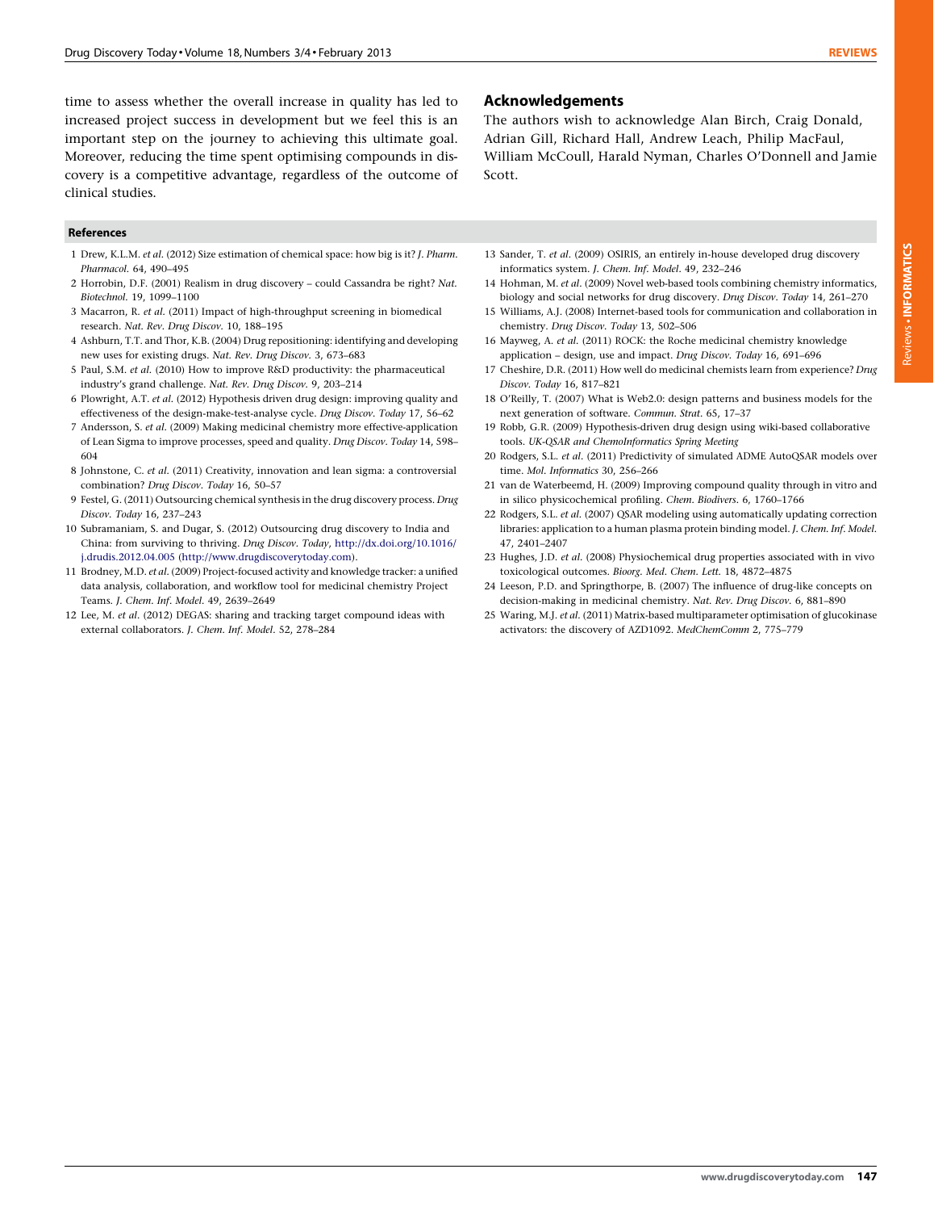time to assess whether the overall increase in quality has led to increased project success in development but we feel this is an important step on the journey to achieving this ultimate goal. Moreover, reducing the time spent optimising compounds in discovery is a competitive advantage, regardless of the outcome of clinical studies.

## Acknowledgements

The authors wish to acknowledge Alan Birch, Craig Donald, Adrian Gill, Richard Hall, Andrew Leach, Philip MacFaul, William McCoull, Harald Nyman, Charles O'Donnell and Jamie Scott.

## References

1 Drew, K.L.M. *et al.* (2012) Size estimation of chemical space: how big is it? *J. Pharm. Pharmacol.* 64, 490–495

2 Horrobin, D.F. (2001) Realism in drug discovery – could Cassandra be right? *Nat. Biotechnol.* 19, 1099–1100

3 Macarron, R. *et al.* (2011) Impact of high-throughput screening in biomedical research. *Nat. Rev. Drug Discov.* 10, 188–195

4 Ashburn, T.T. and Thor, K.B. (2004) Drug repositioning: identifying and developing new uses for existing drugs. *Nat. Rev. Drug Discov.* 3, 673–683

5 Paul, S.M. *et al.* (2010) How to improve R&D productivity: the pharmaceutical industry's grand challenge. *Nat. Rev. Drug Discov.* 9, 203–214

6 Plowright, A.T. *et al.* (2012) Hypothesis driven drug design: improving quality and effectiveness of the design-make-test-analyse cycle. *Drug Discov. Today* 17, 56–62

7 Andersson, S. *et al.* (2009) Making medicinal chemistry more effective-application of Lean Sigma to improve processes, speed and quality. *Drug Discov. Today* 14, 598–604

8 Johnstone, C. *et al.* (2011) Creativity, innovation and lean sigma: a controversial combination? *Drug Discov. Today* 16, 50–57

9 Festel, G. (2011) Outsourcing chemical synthesis in the drug discovery process. *Drug Discov. Today* 16, 237–243

10 Subramaniam, S. and Dugar, S. (2012) Outsourcing drug discovery to India and China: from surviving to thriving. *Drug Discov. Today*, http://dx.doi.org/10.1016/j.drudis.2012.04.005 (http://www.drugdiscoverytoday.com).

11 Brodney, M.D. *et al.* (2009) Project-focused activity and knowledge tracker: a unified data analysis, collaboration, and workflow tool for medicinal chemistry Project Teams. *J. Chem. Inf. Model.* 49, 2639–2649

12 Lee, M. *et al.* (2012) DEGAS: sharing and tracking target compound ideas with external collaborators. *J. Chem. Inf. Model.* 52, 278–284

13 Sander, T. *et al.* (2009) OSIRIS, an entirely in-house developed drug discovery informatics system. *J. Chem. Inf. Model.* 49, 232–246

14 Hohman, M. *et al.* (2009) Novel web-based tools combining chemistry informatics, biology and social networks for drug discovery. *Drug Discov. Today* 14, 261–270

15 Williams, A.J. (2008) Internet-based tools for communication and collaboration in chemistry. *Drug Discov. Today* 13, 502–506

16 Mayweg, A. *et al.* (2011) ROCK: the Roche medicinal chemistry knowledge application – design, use and impact. *Drug Discov. Today* 16, 691–696

17 Cheshire, D.R. (2011) How well do medicinal chemists learn from experience? *Drug Discov. Today* 16, 817–821

18 O'Reilly, T. (2007) What is Web2.0: design patterns and business models for the next generation of software. *Commun. Strat.* 65, 17–37

19 Robb, G.R. (2009) Hypothesis-driven drug design using wiki-based collaborative tools. *UK-QSAR and ChemoInformatics Spring Meeting*

20 Rodgers, S.L. *et al.* (2011) Predictivity of simulated ADME AutoQSAR models over time. *Mol. Informatics* 30, 256–266

21 van de Waterbeemd, H. (2009) Improving compound quality through in vitro and in silico physicochemical profiling. *Chem. Biodivers.* 6, 1760–1766

22 Rodgers, S.L. *et al.* (2007) QSAR modeling using automatically updating correction libraries: application to a human plasma protein binding model. *J. Chem. Inf. Model.* 47, 2401–2407

23 Hughes, J.D. *et al.* (2008) Physiochemical drug properties associated with in vivo toxicological outcomes. *Bioorg. Med. Chem. Lett.* 18, 4872–4875

24 Leeson, P.D. and Springthorpe, B. (2007) The influence of drug-like concepts on decision-making in medicinal chemistry. *Nat. Rev. Drug Discov.* 6, 881–890

25 Waring, M.J. *et al.* (2011) Matrix-based multiparameter optimisation of glucokinase activators: the discovery of AZD1092. *MedChemComm* 2, 775–779